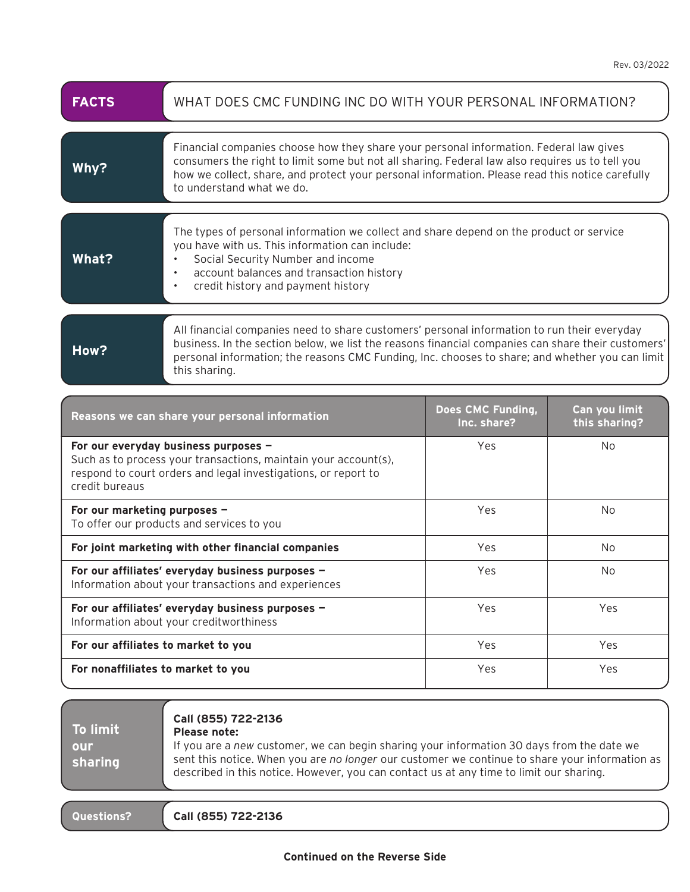Rev. 03/2022

| FACTS | WHAT DOES CMC FUNDING INC DO WITH YOUR PERSONAL INFORMATION? |
|---|---|
| **Why?** | Financial companies choose how they share your personal information. Federal law gives consumers the right to limit some but not all sharing. Federal law also requires us to tell you how we collect, share, and protect your personal information. Please read this notice carefully to understand what we do. |
| **What?** | The types of personal information we collect and share depend on the product or service you have with us. This information can include:<br>• Social Security Number and income<br>• account balances and transaction history<br>• credit history and payment history |
| **How?** | All financial companies need to share customers' personal information to run their everyday business. In the section below, we list the reasons financial companies can share their customers' personal information; the reasons CMC Funding, Inc. chooses to share; and whether you can limit this sharing. |

| Reasons we can share your personal information | Does CMC Funding, Inc. share? | Can you limit this sharing? |
|---|---|---|
| **For our everyday business purposes –** Such as to process your transactions, maintain your account(s), respond to court orders and legal investigations, or report to credit bureaus | Yes | No |
| **For our marketing purposes –** To offer our products and services to you | Yes | No |
| **For joint marketing with other financial companies** | Yes | No |
| **For our affiliates' everyday business purposes –** Information about your transactions and experiences | Yes | No |
| **For our affiliates' everyday business purposes –** Information about your creditworthiness | Yes | Yes |
| **For our affiliates to market to you** | Yes | Yes |
| **For nonaffiliates to market to you** | Yes | Yes |

| | |
|---|---|
| **To limit our sharing** | **Call (855) 722-2136**<br>**Please note:**<br>If you are a *new* customer, we can begin sharing your information 30 days from the date we sent this notice. When you are *no longer* our customer we continue to share your information as described in this notice. However, you can contact us at any time to limit our sharing. |
| **Questions?** | **Call (855) 722-2136** |

**Continued on the Reverse Side**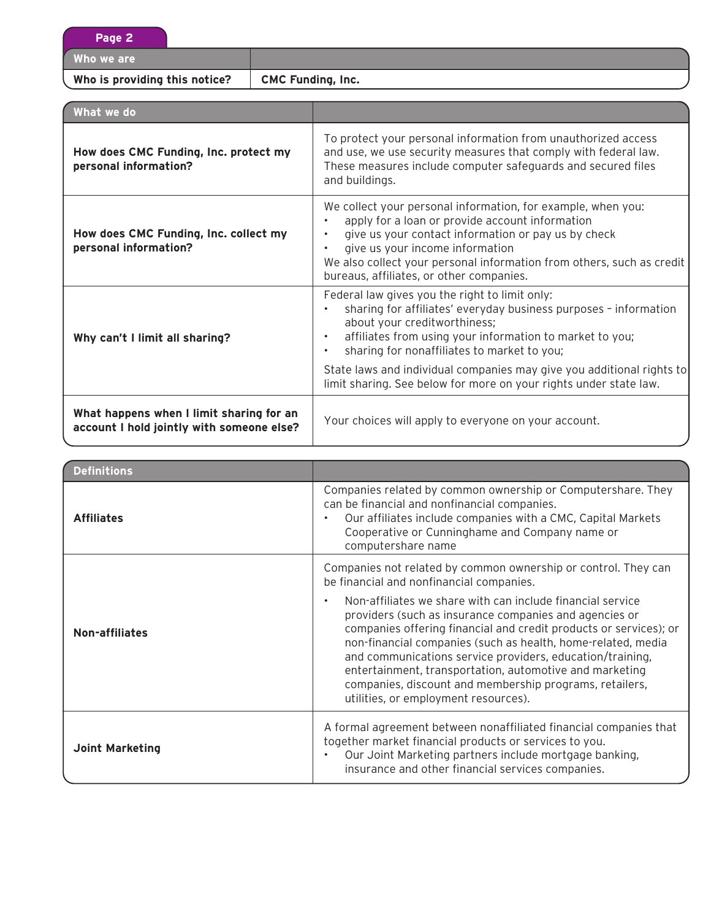| Who we are | |
|---|---|
| **Who is providing this notice?** | **CMC Funding, Inc.** |

| What we do | |
|---|---|
| **How does CMC Funding, Inc. protect my personal information?** | To protect your personal information from unauthorized access and use, we use security measures that comply with federal law. These measures include computer safeguards and secured files and buildings. |
| **How does CMC Funding, Inc. collect my personal information?** | We collect your personal information, for example, when you:<br>• apply for a loan or provide account information<br>• give us your contact information or pay us by check<br>• give us your income information<br>We also collect your personal information from others, such as credit bureaus, affiliates, or other companies. |
| **Why can't I limit all sharing?** | Federal law gives you the right to limit only:<br>• sharing for affiliates' everyday business purposes – information about your creditworthiness;<br>• affiliates from using your information to market to you;<br>• sharing for nonaffiliates to market to you;<br>State laws and individual companies may give you additional rights to limit sharing. See below for more on your rights under state law. |
| **What happens when I limit sharing for an account I hold jointly with someone else?** | Your choices will apply to everyone on your account. |

| Definitions | |
|---|---|
| **Affiliates** | Companies related by common ownership or Computershare. They can be financial and nonfinancial companies.<br>• Our affiliates include companies with a CMC, Capital Markets Cooperative or Cunninghame and Company name or computershare name |
| **Non-affiliates** | Companies not related by common ownership or control. They can be financial and nonfinancial companies.<br>• Non-affiliates we share with can include financial service providers (such as insurance companies and agencies or companies offering financial and credit products or services); or non-financial companies (such as health, home-related, media and communications service providers, education/training, entertainment, transportation, automotive and marketing companies, discount and membership programs, retailers, utilities, or employment resources). |
| **Joint Marketing** | A formal agreement between nonaffiliated financial companies that together market financial products or services to you.<br>• Our Joint Marketing partners include mortgage banking, insurance and other financial services companies. |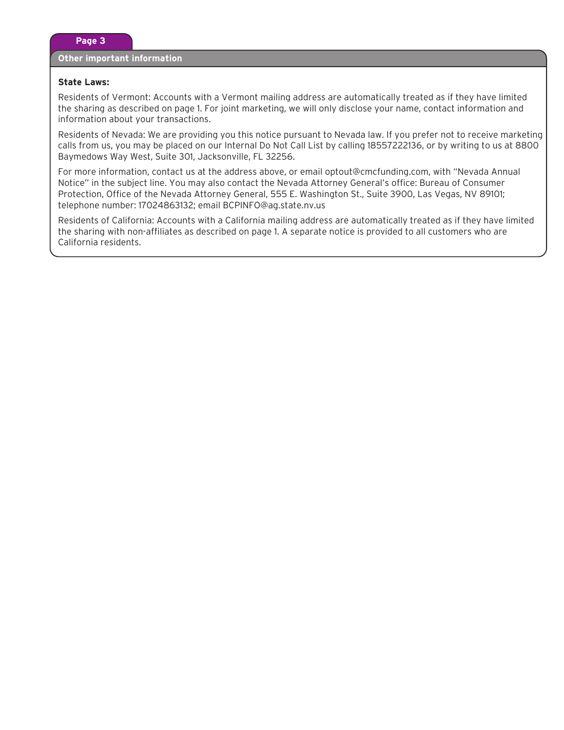## Other important information

**State Laws:**

Residents of Vermont: Accounts with a Vermont mailing address are automatically treated as if they have limited the sharing as described on page 1. For joint marketing, we will only disclose your name, contact information and information about your transactions.

Residents of Nevada: We are providing you this notice pursuant to Nevada law. If you prefer not to receive marketing calls from us, you may be placed on our Internal Do Not Call List by calling 18557222136, or by writing to us at 8800 Baymedows Way West, Suite 301, Jacksonville, FL 32256.

For more information, contact us at the address above, or email optout@cmcfunding.com, with "Nevada Annual Notice" in the subject line. You may also contact the Nevada Attorney General's office: Bureau of Consumer Protection, Office of the Nevada Attorney General, 555 E. Washington St., Suite 3900, Las Vegas, NV 89101; telephone number: 17024863132; email BCPINFO@ag.state.nv.us

Residents of California: Accounts with a California mailing address are automatically treated as if they have limited the sharing with non-affiliates as described on page 1. A separate notice is provided to all customers who are California residents.